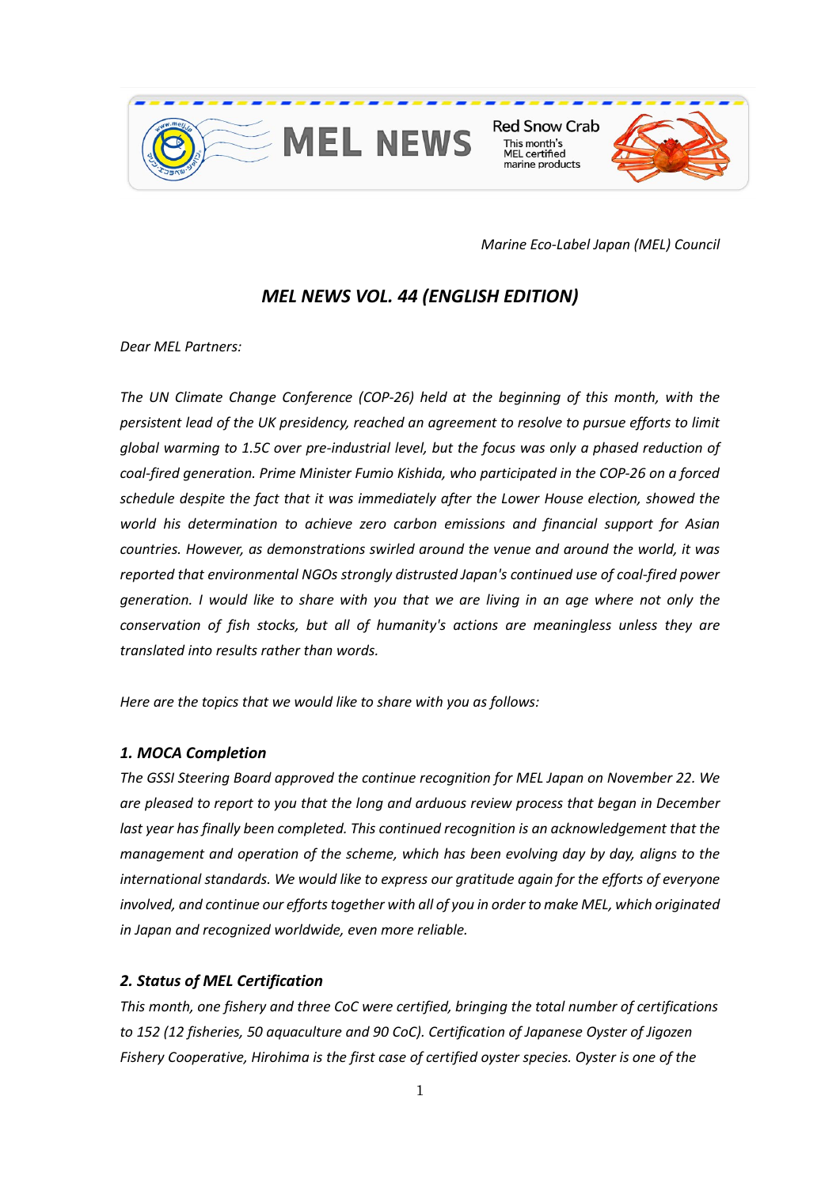MEL NEWS

Red Snow Crab
This month's MEL certified marine products

*Marine Eco-Label Japan (MEL) Council*

# *MEL NEWS VOL. 44 (ENGLISH EDITION)*

*Dear MEL Partners:*

*The UN Climate Change Conference (COP-26) held at the beginning of this month, with the persistent lead of the UK presidency, reached an agreement to resolve to pursue efforts to limit global warming to 1.5C over pre-industrial level, but the focus was only a phased reduction of coal-fired generation. Prime Minister Fumio Kishida, who participated in the COP-26 on a forced schedule despite the fact that it was immediately after the Lower House election, showed the world his determination to achieve zero carbon emissions and financial support for Asian countries. However, as demonstrations swirled around the venue and around the world, it was reported that environmental NGOs strongly distrusted Japan's continued use of coal-fired power generation. I would like to share with you that we are living in an age where not only the conservation of fish stocks, but all of humanity's actions are meaningless unless they are translated into results rather than words.*

*Here are the topics that we would like to share with you as follows:*

### *1. MOCA Completion*

*The GSSI Steering Board approved the continue recognition for MEL Japan on November 22. We are pleased to report to you that the long and arduous review process that began in December last year has finally been completed. This continued recognition is an acknowledgement that the management and operation of the scheme, which has been evolving day by day, aligns to the international standards. We would like to express our gratitude again for the efforts of everyone involved, and continue our efforts together with all of you in order to make MEL, which originated in Japan and recognized worldwide, even more reliable.*

### *2. Status of MEL Certification*

*This month, one fishery and three CoC were certified, bringing the total number of certifications to 152 (12 fisheries, 50 aquaculture and 90 CoC). Certification of Japanese Oyster of Jigozen Fishery Cooperative, Hirohima is the first case of certified oyster species. Oyster is one of the*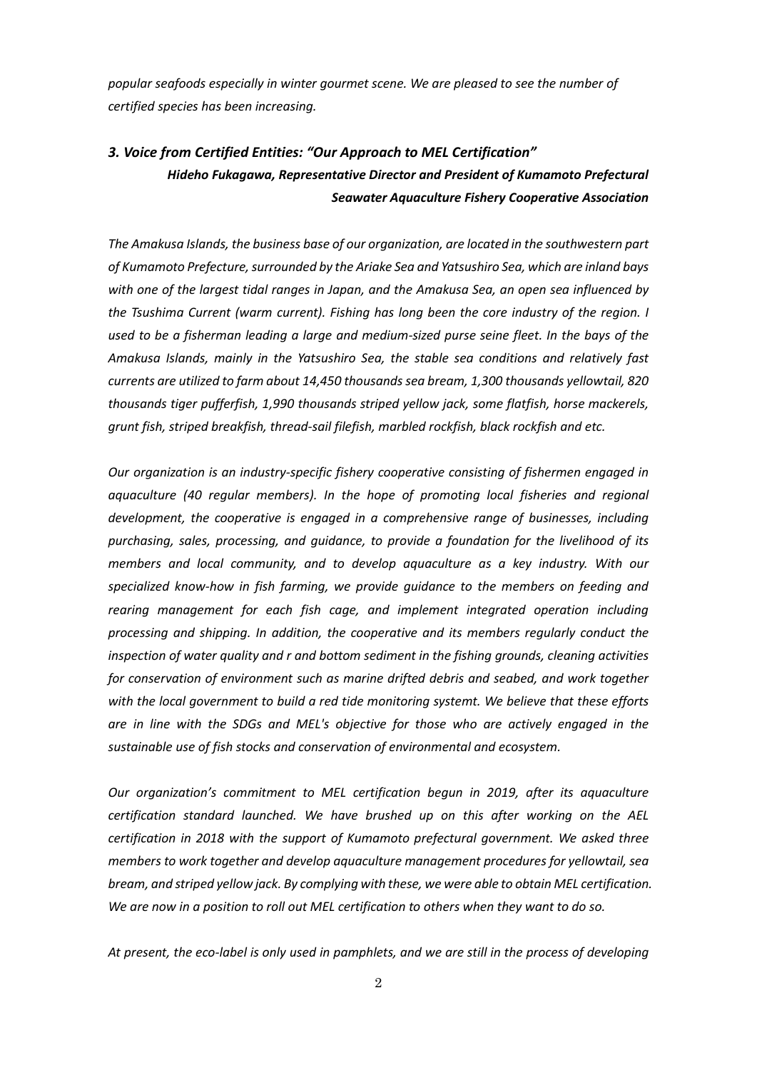*popular seafoods especially in winter gourmet scene. We are pleased to see the number of certified species has been increasing.*

### *3. Voice from Certified Entities: "Our Approach to MEL Certification"*

***Hideho Fukagawa, Representative Director and President of Kumamoto Prefectural Seawater Aquaculture Fishery Cooperative Association***

*The Amakusa Islands, the business base of our organization, are located in the southwestern part of Kumamoto Prefecture, surrounded by the Ariake Sea and Yatsushiro Sea, which are inland bays with one of the largest tidal ranges in Japan, and the Amakusa Sea, an open sea influenced by the Tsushima Current (warm current). Fishing has long been the core industry of the region. I used to be a fisherman leading a large and medium-sized purse seine fleet. In the bays of the Amakusa Islands, mainly in the Yatsushiro Sea, the stable sea conditions and relatively fast currents are utilized to farm about 14,450 thousands sea bream, 1,300 thousands yellowtail, 820 thousands tiger pufferfish, 1,990 thousands striped yellow jack, some flatfish, horse mackerels, grunt fish, striped breakfish, thread-sail filefish, marbled rockfish, black rockfish and etc.*

*Our organization is an industry-specific fishery cooperative consisting of fishermen engaged in aquaculture (40 regular members). In the hope of promoting local fisheries and regional development, the cooperative is engaged in a comprehensive range of businesses, including purchasing, sales, processing, and guidance, to provide a foundation for the livelihood of its members and local community, and to develop aquaculture as a key industry. With our specialized know-how in fish farming, we provide guidance to the members on feeding and rearing management for each fish cage, and implement integrated operation including processing and shipping. In addition, the cooperative and its members regularly conduct the inspection of water quality and r and bottom sediment in the fishing grounds, cleaning activities for conservation of environment such as marine drifted debris and seabed, and work together with the local government to build a red tide monitoring systemt. We believe that these efforts are in line with the SDGs and MEL's objective for those who are actively engaged in the sustainable use of fish stocks and conservation of environmental and ecosystem.*

*Our organization's commitment to MEL certification begun in 2019, after its aquaculture certification standard launched. We have brushed up on this after working on the AEL certification in 2018 with the support of Kumamoto prefectural government. We asked three members to work together and develop aquaculture management procedures for yellowtail, sea bream, and striped yellow jack. By complying with these, we were able to obtain MEL certification. We are now in a position to roll out MEL certification to others when they want to do so.*

*At present, the eco-label is only used in pamphlets, and we are still in the process of developing*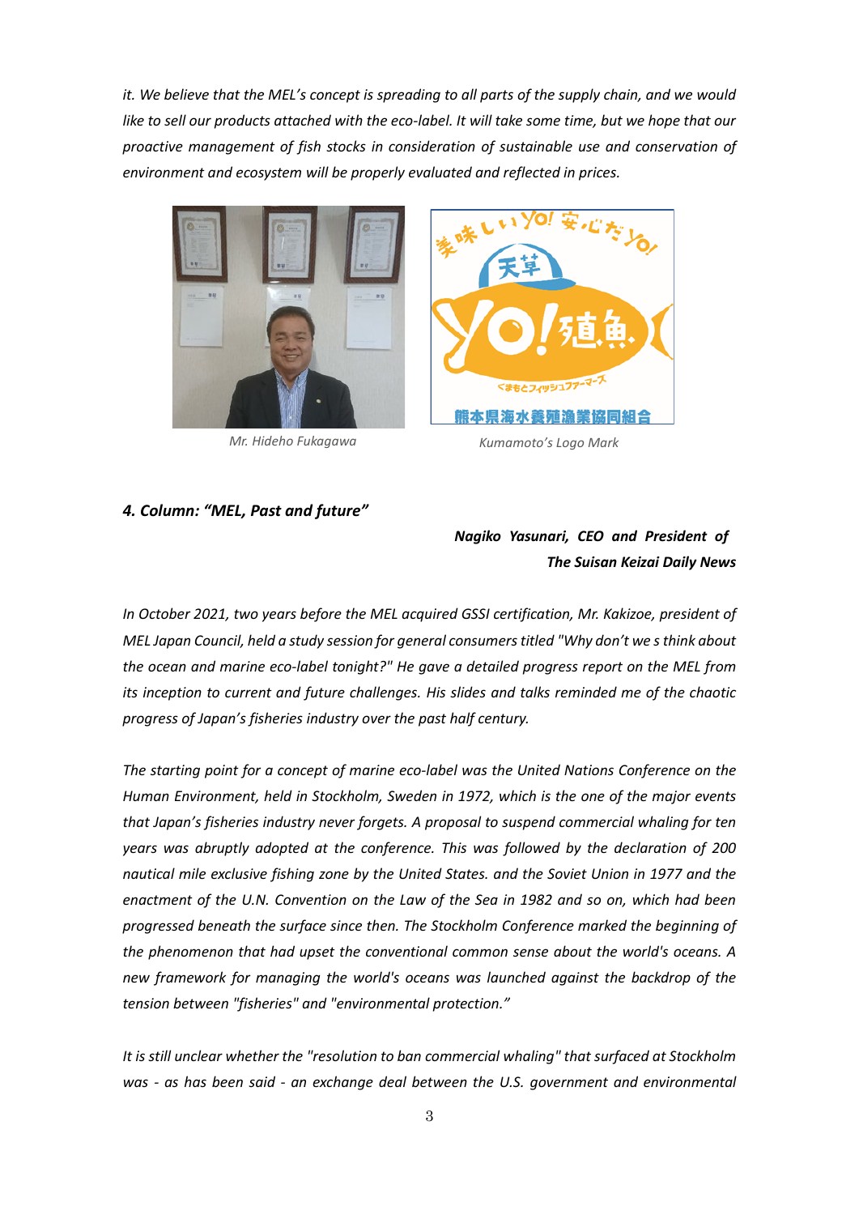*it. We believe that the MEL's concept is spreading to all parts of the supply chain, and we would like to sell our products attached with the eco-label. It will take some time, but we hope that our proactive management of fish stocks in consideration of sustainable use and conservation of environment and ecosystem will be properly evaluated and reflected in prices.*

*Mr. Hideho Fukagawa*

*Kumamoto's Logo Mark*

### *4. Column: "MEL, Past and future"*

***Nagiko Yasunari, CEO and President of The Suisan Keizai Daily News***

*In October 2021, two years before the MEL acquired GSSI certification, Mr. Kakizoe, president of MEL Japan Council, held a study session for general consumers titled "Why don't we s think about the ocean and marine eco-label tonight?" He gave a detailed progress report on the MEL from its inception to current and future challenges. His slides and talks reminded me of the chaotic progress of Japan's fisheries industry over the past half century.*

*The starting point for a concept of marine eco-label was the United Nations Conference on the Human Environment, held in Stockholm, Sweden in 1972, which is the one of the major events that Japan's fisheries industry never forgets. A proposal to suspend commercial whaling for ten years was abruptly adopted at the conference. This was followed by the declaration of 200 nautical mile exclusive fishing zone by the United States. and the Soviet Union in 1977 and the enactment of the U.N. Convention on the Law of the Sea in 1982 and so on, which had been progressed beneath the surface since then. The Stockholm Conference marked the beginning of the phenomenon that had upset the conventional common sense about the world's oceans. A new framework for managing the world's oceans was launched against the backdrop of the tension between "fisheries" and "environmental protection."*

*It is still unclear whether the "resolution to ban commercial whaling" that surfaced at Stockholm was - as has been said - an exchange deal between the U.S. government and environmental*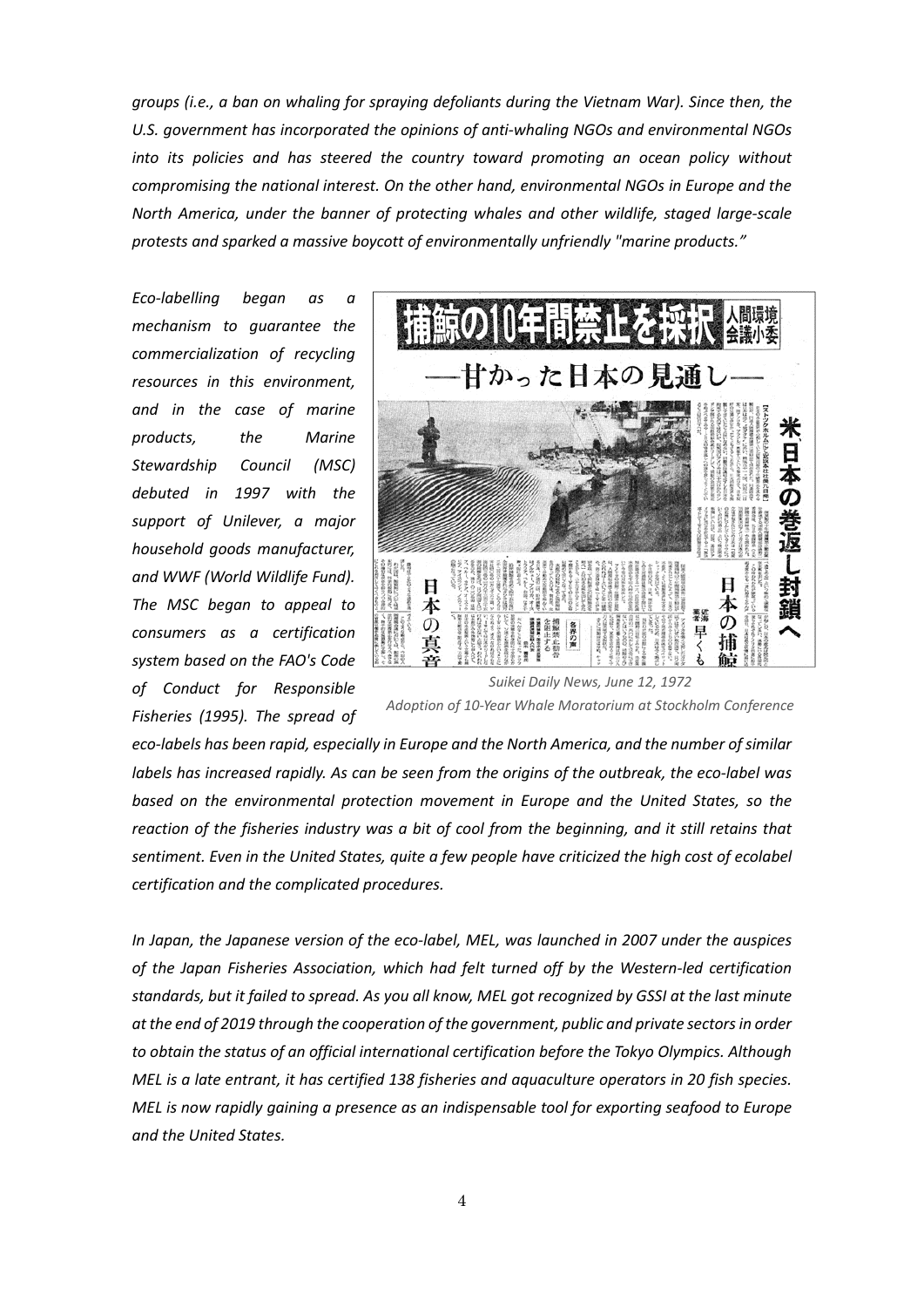*groups (i.e., a ban on whaling for spraying defoliants during the Vietnam War). Since then, the U.S. government has incorporated the opinions of anti-whaling NGOs and environmental NGOs into its policies and has steered the country toward promoting an ocean policy without compromising the national interest. On the other hand, environmental NGOs in Europe and the North America, under the banner of protecting whales and other wildlife, staged large-scale protests and sparked a massive boycott of environmentally unfriendly "marine products."*

*Eco-labelling began as a mechanism to guarantee the commercialization of recycling resources in this environment, and in the case of marine products, the Marine Stewardship Council (MSC) debuted in 1997 with the support of Unilever, a major household goods manufacturer, and WWF (World Wildlife Fund). The MSC began to appeal to consumers as a certification system based on the FAO's Code of Conduct for Responsible Fisheries (1995). The spread of eco-labels has been rapid, especially in Europe and the North America, and the number of similar labels has increased rapidly. As can be seen from the origins of the outbreak, the eco-label was based on the environmental protection movement in Europe and the United States, so the reaction of the fisheries industry was a bit of cool from the beginning, and it still retains that sentiment. Even in the United States, quite a few people have criticized the high cost of ecolabel certification and the complicated procedures.*

*Suikei Daily News, June 12, 1972*
*Adoption of 10-Year Whale Moratorium at Stockholm Conference*

*In Japan, the Japanese version of the eco-label, MEL, was launched in 2007 under the auspices of the Japan Fisheries Association, which had felt turned off by the Western-led certification standards, but it failed to spread. As you all know, MEL got recognized by GSSI at the last minute at the end of 2019 through the cooperation of the government, public and private sectors in order to obtain the status of an official international certification before the Tokyo Olympics. Although MEL is a late entrant, it has certified 138 fisheries and aquaculture operators in 20 fish species. MEL is now rapidly gaining a presence as an indispensable tool for exporting seafood to Europe and the United States.*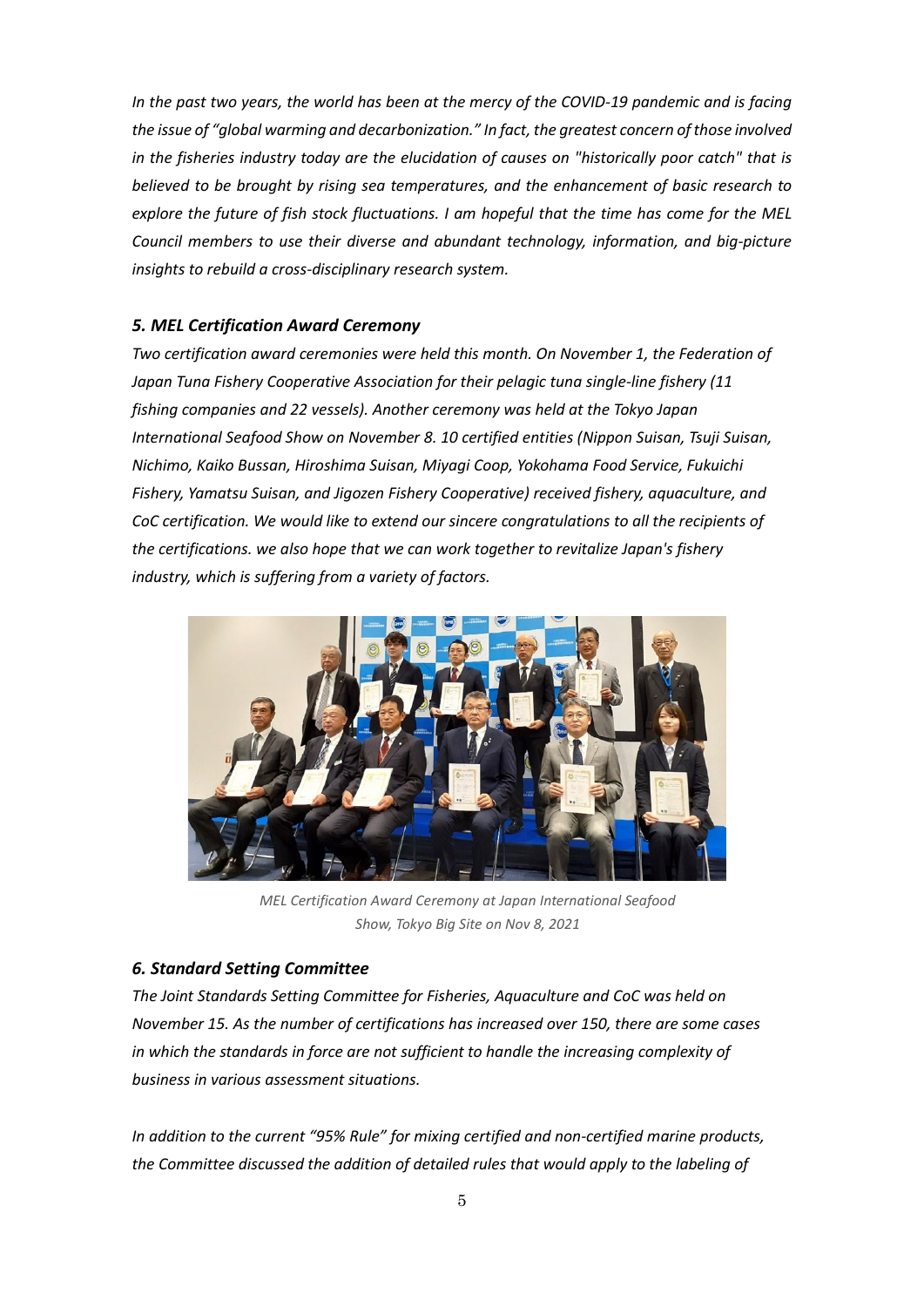*In the past two years, the world has been at the mercy of the COVID-19 pandemic and is facing the issue of "global warming and decarbonization." In fact, the greatest concern of those involved in the fisheries industry today are the elucidation of causes on "historically poor catch" that is believed to be brought by rising sea temperatures, and the enhancement of basic research to explore the future of fish stock fluctuations. I am hopeful that the time has come for the MEL Council members to use their diverse and abundant technology, information, and big-picture insights to rebuild a cross-disciplinary research system.*

### *5. MEL Certification Award Ceremony*

*Two certification award ceremonies were held this month. On November 1, the Federation of Japan Tuna Fishery Cooperative Association for their pelagic tuna single-line fishery (11 fishing companies and 22 vessels). Another ceremony was held at the Tokyo Japan International Seafood Show on November 8. 10 certified entities (Nippon Suisan, Tsuji Suisan, Nichimo, Kaiko Bussan, Hiroshima Suisan, Miyagi Coop, Yokohama Food Service, Fukuichi Fishery, Yamatsu Suisan, and Jigozen Fishery Cooperative) received fishery, aquaculture, and CoC certification. We would like to extend our sincere congratulations to all the recipients of the certifications. we also hope that we can work together to revitalize Japan's fishery industry, which is suffering from a variety of factors.*

*MEL Certification Award Ceremony at Japan International Seafood Show, Tokyo Big Site on Nov 8, 2021*

### *6. Standard Setting Committee*

*The Joint Standards Setting Committee for Fisheries, Aquaculture and CoC was held on November 15. As the number of certifications has increased over 150, there are some cases in which the standards in force are not sufficient to handle the increasing complexity of business in various assessment situations.*

*In addition to the current "95% Rule" for mixing certified and non-certified marine products, the Committee discussed the addition of detailed rules that would apply to the labeling of*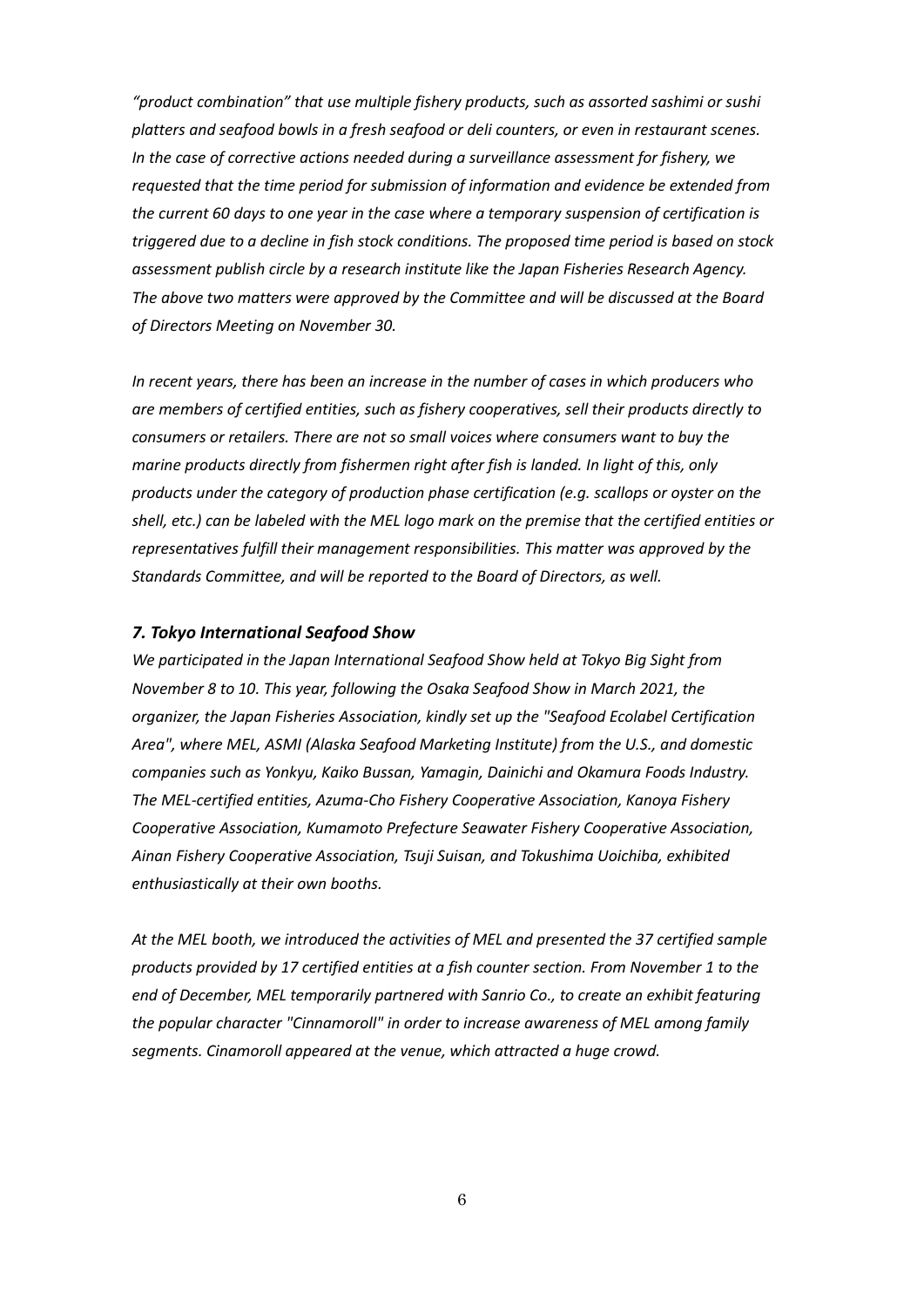*"product combination" that use multiple fishery products, such as assorted sashimi or sushi platters and seafood bowls in a fresh seafood or deli counters, or even in restaurant scenes. In the case of corrective actions needed during a surveillance assessment for fishery, we requested that the time period for submission of information and evidence be extended from the current 60 days to one year in the case where a temporary suspension of certification is triggered due to a decline in fish stock conditions. The proposed time period is based on stock assessment publish circle by a research institute like the Japan Fisheries Research Agency. The above two matters were approved by the Committee and will be discussed at the Board of Directors Meeting on November 30.*

*In recent years, there has been an increase in the number of cases in which producers who are members of certified entities, such as fishery cooperatives, sell their products directly to consumers or retailers. There are not so small voices where consumers want to buy the marine products directly from fishermen right after fish is landed. In light of this, only products under the category of production phase certification (e.g. scallops or oyster on the shell, etc.) can be labeled with the MEL logo mark on the premise that the certified entities or representatives fulfill their management responsibilities. This matter was approved by the Standards Committee, and will be reported to the Board of Directors, as well.*

### *7. Tokyo International Seafood Show*

*We participated in the Japan International Seafood Show held at Tokyo Big Sight from November 8 to 10. This year, following the Osaka Seafood Show in March 2021, the organizer, the Japan Fisheries Association, kindly set up the "Seafood Ecolabel Certification Area", where MEL, ASMI (Alaska Seafood Marketing Institute) from the U.S., and domestic companies such as Yonkyu, Kaiko Bussan, Yamagin, Dainichi and Okamura Foods Industry. The MEL-certified entities, Azuma-Cho Fishery Cooperative Association, Kanoya Fishery Cooperative Association, Kumamoto Prefecture Seawater Fishery Cooperative Association, Ainan Fishery Cooperative Association, Tsuji Suisan, and Tokushima Uoichiba, exhibited enthusiastically at their own booths.*

*At the MEL booth, we introduced the activities of MEL and presented the 37 certified sample products provided by 17 certified entities at a fish counter section. From November 1 to the end of December, MEL temporarily partnered with Sanrio Co., to create an exhibit featuring the popular character "Cinnamoroll" in order to increase awareness of MEL among family segments. Cinamoroll appeared at the venue, which attracted a huge crowd.*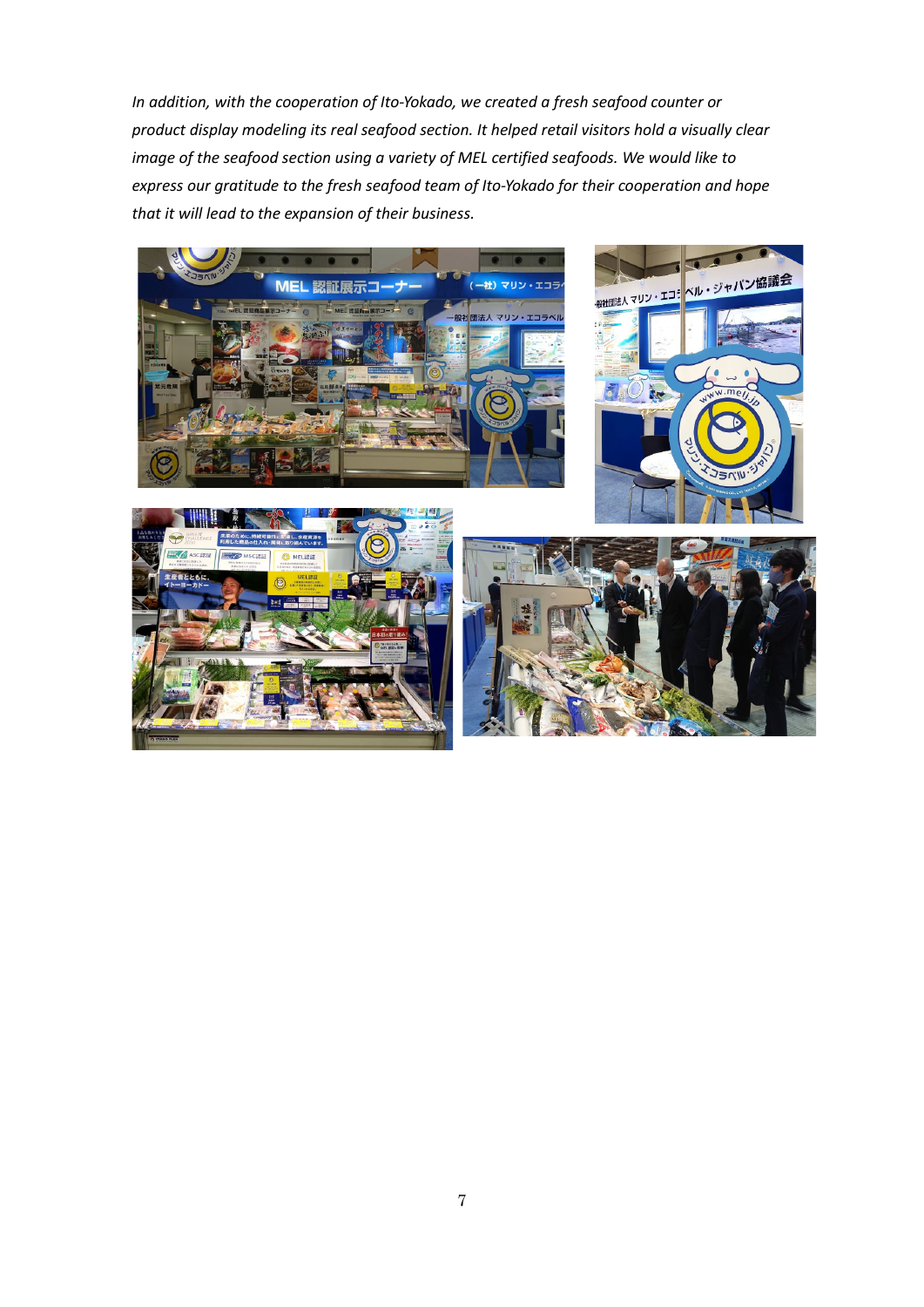*In addition, with the cooperation of Ito-Yokado, we created a fresh seafood counter or product display modeling its real seafood section. It helped retail visitors hold a visually clear image of the seafood section using a variety of MEL certified seafoods. We would like to express our gratitude to the fresh seafood team of Ito-Yokado for their cooperation and hope that it will lead to the expansion of their business.*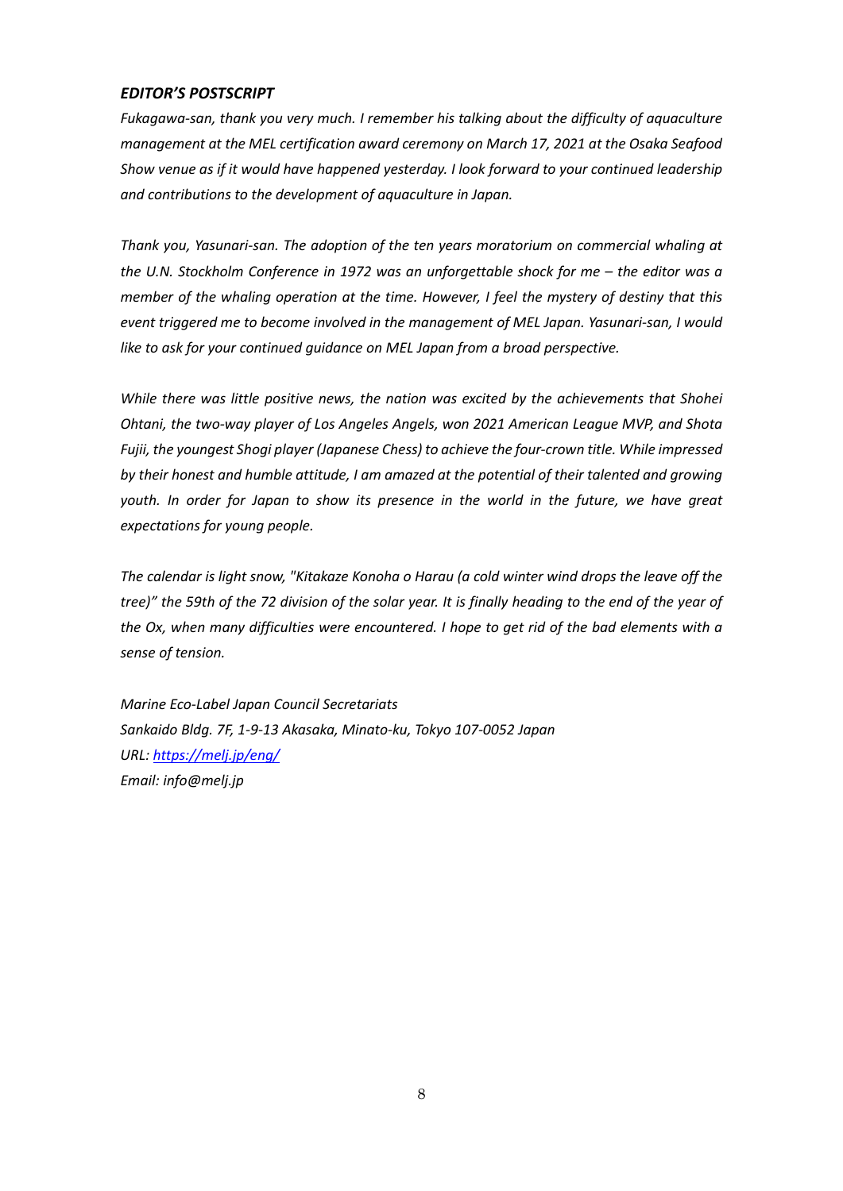## *EDITOR'S POSTSCRIPT*

*Fukagawa-san, thank you very much. I remember his talking about the difficulty of aquaculture management at the MEL certification award ceremony on March 17, 2021 at the Osaka Seafood Show venue as if it would have happened yesterday. I look forward to your continued leadership and contributions to the development of aquaculture in Japan.*

*Thank you, Yasunari-san. The adoption of the ten years moratorium on commercial whaling at the U.N. Stockholm Conference in 1972 was an unforgettable shock for me – the editor was a member of the whaling operation at the time. However, I feel the mystery of destiny that this event triggered me to become involved in the management of MEL Japan. Yasunari-san, I would like to ask for your continued guidance on MEL Japan from a broad perspective.*

*While there was little positive news, the nation was excited by the achievements that Shohei Ohtani, the two-way player of Los Angeles Angels, won 2021 American League MVP, and Shota Fujii, the youngest Shogi player (Japanese Chess) to achieve the four-crown title. While impressed by their honest and humble attitude, I am amazed at the potential of their talented and growing youth. In order for Japan to show its presence in the world in the future, we have great expectations for young people.*

*The calendar is light snow, "Kitakaze Konoha o Harau (a cold winter wind drops the leave off the tree)" the 59th of the 72 division of the solar year. It is finally heading to the end of the year of the Ox, when many difficulties were encountered. I hope to get rid of the bad elements with a sense of tension.*

*Marine Eco-Label Japan Council Secretariats*
*Sankaido Bldg. 7F, 1-9-13 Akasaka, Minato-ku, Tokyo 107-0052 Japan*
*URL: [https://melj.jp/eng/](https://melj.jp/eng/)*
*Email: info@melj.jp*